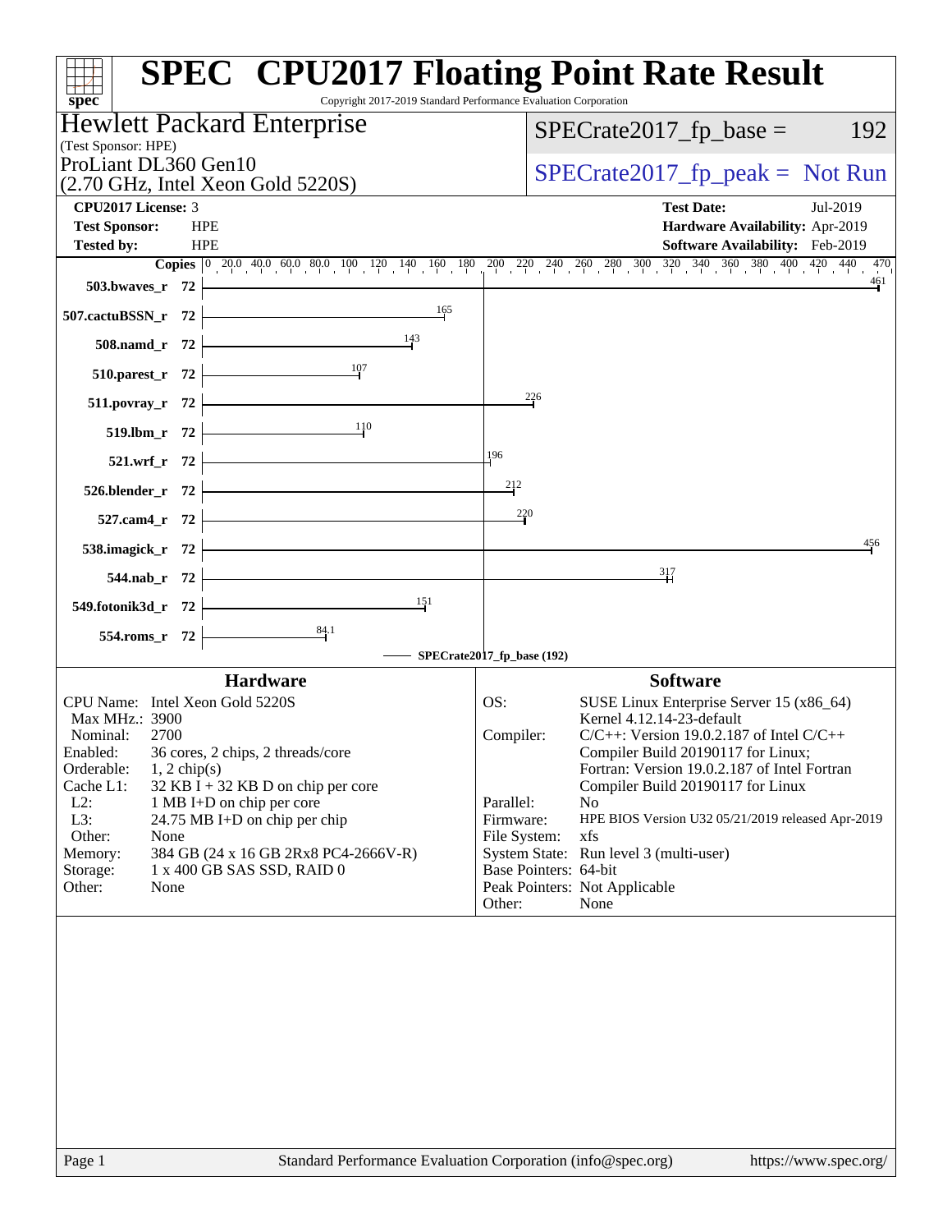# SPEC CPU2017 Floating Point Rate Result

Copyright 2017-2019 Standard Performance Evaluation Corporation

**Hewlett Packard Enterprise**
(Test Sponsor: HPE)
ProLiant DL360 Gen10
(2.70 GHz, Intel Xeon Gold 5220S)

SPECrate2017_fp_base = 192

SPECrate2017_fp_peak = Not Run

| | | | |
|---|---|---|---|
| **CPU2017 License:** | 3 | **Test Date:** | Jul-2019 |
| **Test Sponsor:** | HPE | **Hardware Availability:** | Apr-2019 |
| **Tested by:** | HPE | **Software Availability:** | Feb-2019 |

| Benchmark | Copies | Base Result |
|---|---|---|
| 503.bwaves_r | 72 | 461 |
| 507.cactuBSSN_r | 72 | 165 |
| 508.namd_r | 72 | 143 |
| 510.parest_r | 72 | 107 |
| 511.povray_r | 72 | 226 |
| 519.lbm_r | 72 | 110 |
| 521.wrf_r | 72 | 196 |
| 526.blender_r | 72 | 212 |
| 527.cam4_r | 72 | 220 |
| 538.imagick_r | 72 | 456 |
| 544.nab_r | 72 | 317 |
| 549.fotonik3d_r | 72 | 151 |
| 554.roms_r | 72 | 84.1 |

SPECrate2017_fp_base (192)

## Hardware

| | |
|---|---|
| CPU Name: | Intel Xeon Gold 5220S |
| Max MHz.: | 3900 |
| Nominal: | 2700 |
| Enabled: | 36 cores, 2 chips, 2 threads/core |
| Orderable: | 1, 2 chip(s) |
| Cache L1: | 32 KB I + 32 KB D on chip per core |
| L2: | 1 MB I+D on chip per core |
| L3: | 24.75 MB I+D on chip per chip |
| Other: | None |
| Memory: | 384 GB (24 x 16 GB 2Rx8 PC4-2666V-R) |
| Storage: | 1 x 400 GB SAS SSD, RAID 0 |
| Other: | None |

## Software

| | |
|---|---|
| OS: | SUSE Linux Enterprise Server 15 (x86_64) Kernel 4.12.14-23-default |
| Compiler: | C/C++: Version 19.0.2.187 of Intel C/C++ Compiler Build 20190117 for Linux; Fortran: Version 19.0.2.187 of Intel Fortran Compiler Build 20190117 for Linux |
| Parallel: | No |
| Firmware: | HPE BIOS Version U32 05/21/2019 released Apr-2019 |
| File System: | xfs |
| System State: | Run level 3 (multi-user) |
| Base Pointers: | 64-bit |
| Peak Pointers: | Not Applicable |
| Other: | None |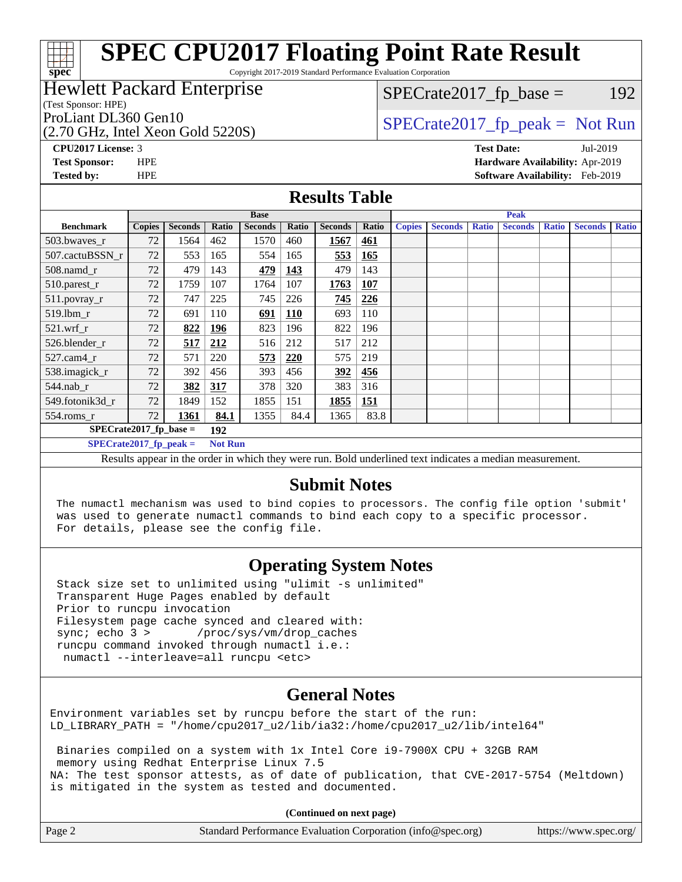# SPEC CPU2017 Floating Point Rate Result

Copyright 2017-2019 Standard Performance Evaluation Corporation

**Hewlett Packard Enterprise**
(Test Sponsor: HPE)

ProLiant DL360 Gen10
(2.70 GHz, Intel Xeon Gold 5220S)

SPECrate2017_fp_base = 192

SPECrate2017_fp_peak = Not Run

**CPU2017 License:** 3
**Test Sponsor:** HPE
**Tested by:** HPE

**Test Date:** Jul-2019
**Hardware Availability:** Apr-2019
**Software Availability:** Feb-2019

## Results Table

| Benchmark | Base | | | | | | | Peak | | | | | | |
|---|---|---|---|---|---|---|---|---|---|---|---|---|---|---|
| | Copies | Seconds | Ratio | Seconds | Ratio | Seconds | Ratio | Copies | Seconds | Ratio | Seconds | Ratio | Seconds | Ratio |
| 503.bwaves_r | 72 | 1564 | 462 | 1570 | 460 | **1567** | **461** | | | | | | | |
| 507.cactuBSSN_r | 72 | 553 | 165 | 554 | 165 | **553** | **165** | | | | | | | |
| 508.namd_r | 72 | 479 | 143 | **479** | **143** | 479 | 143 | | | | | | | |
| 510.parest_r | 72 | 1759 | 107 | 1764 | 107 | **1763** | **107** | | | | | | | |
| 511.povray_r | 72 | 747 | 225 | 745 | 226 | **745** | **226** | | | | | | | |
| 519.lbm_r | 72 | 691 | 110 | **691** | **110** | 693 | 110 | | | | | | | |
| 521.wrf_r | 72 | **822** | **196** | 823 | 196 | 822 | 196 | | | | | | | |
| 526.blender_r | 72 | **517** | **212** | 516 | 212 | 517 | 212 | | | | | | | |
| 527.cam4_r | 72 | 571 | 220 | **573** | **220** | 575 | 219 | | | | | | | |
| 538.imagick_r | 72 | 392 | 456 | 393 | 456 | **392** | **456** | | | | | | | |
| 544.nab_r | 72 | **382** | **317** | 378 | 320 | 383 | 316 | | | | | | | |
| 549.fotonik3d_r | 72 | 1849 | 152 | 1855 | 151 | **1855** | **151** | | | | | | | |
| 554.roms_r | 72 | **1361** | **84.1** | 1355 | 84.4 | 1365 | 83.8 | | | | | | | |

SPECrate2017_fp_base = **192**

SPECrate2017_fp_peak = **Not Run**

Results appear in the order in which they were run. Bold underlined text indicates a median measurement.

## Submit Notes

```
The numactl mechanism was used to bind copies to processors. The config file option 'submit'
was used to generate numactl commands to bind each copy to a specific processor.
For details, please see the config file.
```

## Operating System Notes

```
Stack size set to unlimited using "ulimit -s unlimited"
Transparent Huge Pages enabled by default
Prior to runcpu invocation
Filesystem page cache synced and cleared with:
sync; echo 3 >       /proc/sys/vm/drop_caches
runcpu command invoked through numactl i.e.:
 numactl --interleave=all runcpu <etc>
```

## General Notes

```
Environment variables set by runcpu before the start of the run:
LD_LIBRARY_PATH = "/home/cpu2017_u2/lib/ia32:/home/cpu2017_u2/lib/intel64"

 Binaries compiled on a system with 1x Intel Core i9-7900X CPU + 32GB RAM
 memory using Redhat Enterprise Linux 7.5
NA: The test sponsor attests, as of date of publication, that CVE-2017-5754 (Meltdown)
is mitigated in the system as tested and documented.
```

**(Continued on next page)**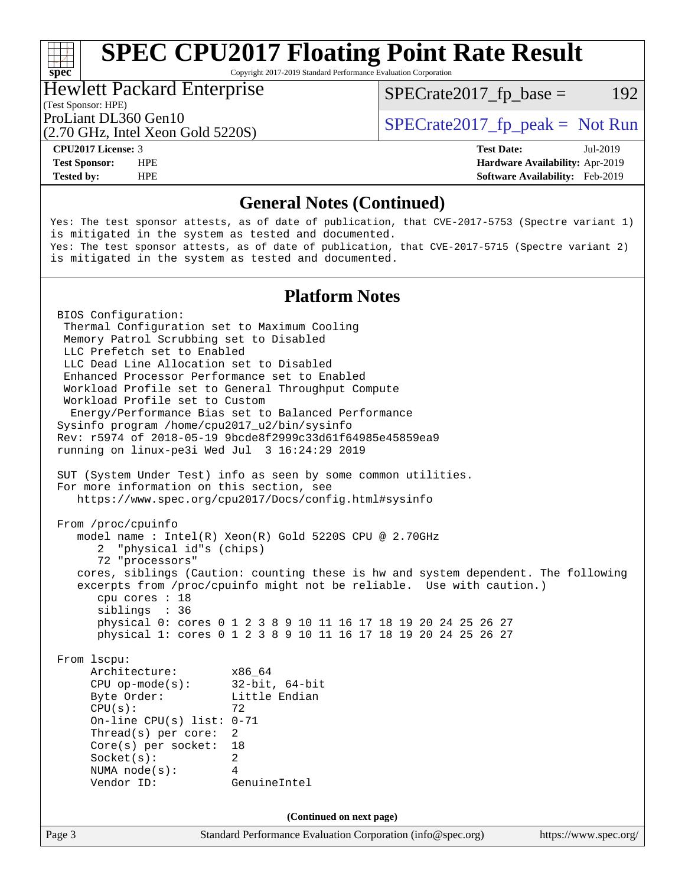# SPEC CPU2017 Floating Point Rate Result

Copyright 2017-2019 Standard Performance Evaluation Corporation

**Hewlett Packard Enterprise**
(Test Sponsor: HPE)
ProLiant DL360 Gen10
(2.70 GHz, Intel Xeon Gold 5220S)

SPECrate2017_fp_base = 192

SPECrate2017_fp_peak = Not Run

**CPU2017 License:** 3
**Test Sponsor:** HPE
**Tested by:** HPE

**Test Date:** Jul-2019
**Hardware Availability:** Apr-2019
**Software Availability:** Feb-2019

## General Notes (Continued)

```
Yes: The test sponsor attests, as of date of publication, that CVE-2017-5753 (Spectre variant 1)
is mitigated in the system as tested and documented.
Yes: The test sponsor attests, as of date of publication, that CVE-2017-5715 (Spectre variant 2)
is mitigated in the system as tested and documented.
```

## Platform Notes

```
BIOS Configuration:
 Thermal Configuration set to Maximum Cooling
 Memory Patrol Scrubbing set to Disabled
 LLC Prefetch set to Enabled
 LLC Dead Line Allocation set to Disabled
 Enhanced Processor Performance set to Enabled
 Workload Profile set to General Throughput Compute
 Workload Profile set to Custom
  Energy/Performance Bias set to Balanced Performance
Sysinfo program /home/cpu2017_u2/bin/sysinfo
Rev: r5974 of 2018-05-19 9bcde8f2999c33d61f64985e45859ea9
running on linux-pe3i Wed Jul  3 16:24:29 2019

SUT (System Under Test) info as seen by some common utilities.
For more information on this section, see
   https://www.spec.org/cpu2017/Docs/config.html#sysinfo

From /proc/cpuinfo
   model name : Intel(R) Xeon(R) Gold 5220S CPU @ 2.70GHz
      2  "physical id"s (chips)
      72 "processors"
   cores, siblings (Caution: counting these is hw and system dependent. The following
   excerpts from /proc/cpuinfo might not be reliable.  Use with caution.)
      cpu cores : 18
      siblings  : 36
      physical 0: cores 0 1 2 3 8 9 10 11 16 17 18 19 20 24 25 26 27
      physical 1: cores 0 1 2 3 8 9 10 11 16 17 18 19 20 24 25 26 27

From lscpu:
     Architecture:        x86_64
     CPU op-mode(s):      32-bit, 64-bit
     Byte Order:          Little Endian
     CPU(s):              72
     On-line CPU(s) list: 0-71
     Thread(s) per core:  2
     Core(s) per socket:  18
     Socket(s):           2
     NUMA node(s):        4
     Vendor ID:           GenuineIntel
```

**(Continued on next page)**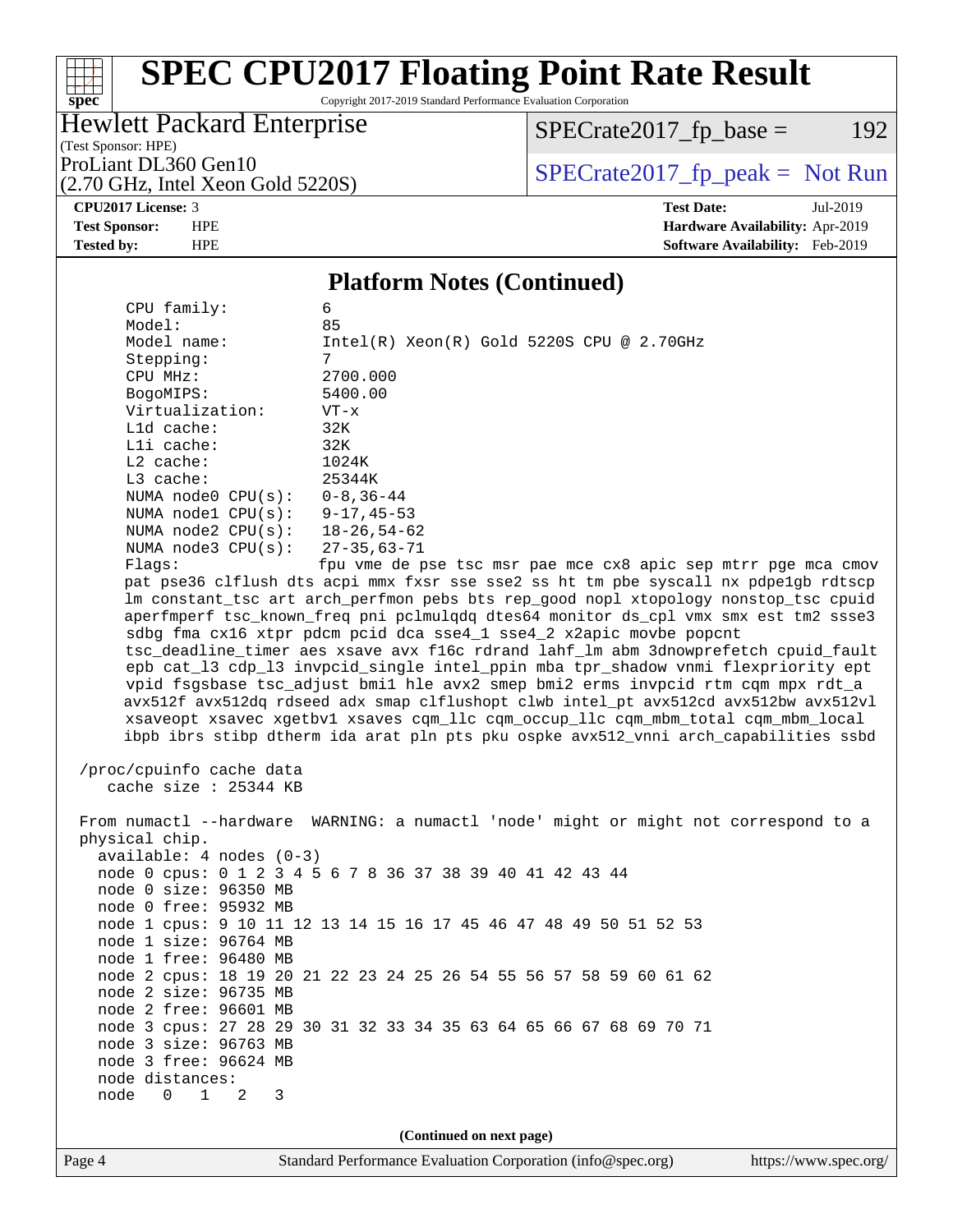## Platform Notes (Continued)

```
    CPU family:          6
    Model:               85
    Model name:          Intel(R) Xeon(R) Gold 5220S CPU @ 2.70GHz
    Stepping:            7
    CPU MHz:             2700.000
    BogoMIPS:            5400.00
    Virtualization:      VT-x
    L1d cache:           32K
    L1i cache:           32K
    L2 cache:            1024K
    L3 cache:            25344K
    NUMA node0 CPU(s):   0-8,36-44
    NUMA node1 CPU(s):   9-17,45-53
    NUMA node2 CPU(s):   18-26,54-62
    NUMA node3 CPU(s):   27-35,63-71
    Flags:               fpu vme de pse tsc msr pae mce cx8 apic sep mtrr pge mca cmov
    pat pse36 clflush dts acpi mmx fxsr sse sse2 ss ht tm pbe syscall nx pdpe1gb rdtscp
    lm constant_tsc art arch_perfmon pebs bts rep_good nopl xtopology nonstop_tsc cpuid
    aperfmperf tsc_known_freq pni pclmulqdq dtes64 monitor ds_cpl vmx smx est tm2 ssse3
    sdbg fma cx16 xtpr pdcm pcid dca sse4_1 sse4_2 x2apic movbe popcnt
    tsc_deadline_timer aes xsave avx f16c rdrand lahf_lm abm 3dnowprefetch cpuid_fault
    epb cat_l3 cdp_l3 invpcid_single intel_ppin mba tpr_shadow vnmi flexpriority ept
    vpid fsgsbase tsc_adjust bmi1 hle avx2 smep bmi2 erms invpcid rtm cqm mpx rdt_a
    avx512f avx512dq rdseed adx smap clflushopt clwb intel_pt avx512cd avx512bw avx512vl
    xsaveopt xsavec xgetbv1 xsaves cqm_llc cqm_occup_llc cqm_mbm_total cqm_mbm_local
    ibpb ibrs stibp dtherm ida arat pln pts pku ospke avx512_vnni arch_capabilities ssbd

 /proc/cpuinfo cache data
    cache size : 25344 KB

 From numactl --hardware  WARNING: a numactl 'node' might or might not correspond to a
 physical chip.
   available: 4 nodes (0-3)
   node 0 cpus: 0 1 2 3 4 5 6 7 8 36 37 38 39 40 41 42 43 44
   node 0 size: 96350 MB
   node 0 free: 95932 MB
   node 1 cpus: 9 10 11 12 13 14 15 16 17 45 46 47 48 49 50 51 52 53
   node 1 size: 96764 MB
   node 1 free: 96480 MB
   node 2 cpus: 18 19 20 21 22 23 24 25 26 54 55 56 57 58 59 60 61 62
   node 2 size: 96735 MB
   node 2 free: 96601 MB
   node 3 cpus: 27 28 29 30 31 32 33 34 35 63 64 65 66 67 68 69 70 71
   node 3 size: 96763 MB
   node 3 free: 96624 MB
   node distances:
   node   0   1   2   3
```

(Continued on next page)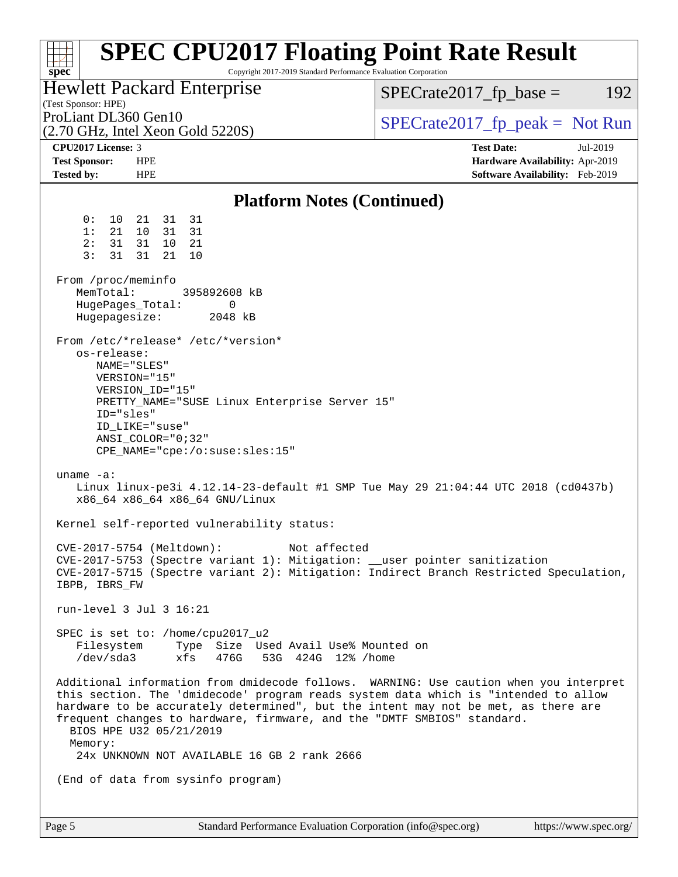# SPEC CPU2017 Floating Point Rate Result

Copyright 2017-2019 Standard Performance Evaluation Corporation

Hewlett Packard Enterprise
(Test Sponsor: HPE)
ProLiant DL360 Gen10
(2.70 GHz, Intel Xeon Gold 5220S)

SPECrate2017_fp_base = 192

SPECrate2017_fp_peak = Not Run

**CPU2017 License:** 3
**Test Sponsor:** HPE
**Tested by:** HPE

**Test Date:** Jul-2019
**Hardware Availability:** Apr-2019
**Software Availability:** Feb-2019

## Platform Notes (Continued)

```
     0:  10  21  31  31
     1:  21  10  31  31
     2:  31  31  10  21
     3:  31  31  21  10

 From /proc/meminfo
    MemTotal:       395892608 kB
    HugePages_Total:       0
    Hugepagesize:       2048 kB

 From /etc/*release* /etc/*version*
    os-release:
       NAME="SLES"
       VERSION="15"
       VERSION_ID="15"
       PRETTY_NAME="SUSE Linux Enterprise Server 15"
       ID="sles"
       ID_LIKE="suse"
       ANSI_COLOR="0;32"
       CPE_NAME="cpe:/o:suse:sles:15"

 uname -a:
    Linux linux-pe3i 4.12.14-23-default #1 SMP Tue May 29 21:04:44 UTC 2018 (cd0437b)
    x86_64 x86_64 x86_64 GNU/Linux

 Kernel self-reported vulnerability status:

 CVE-2017-5754 (Meltdown):          Not affected
 CVE-2017-5753 (Spectre variant 1): Mitigation: __user pointer sanitization
 CVE-2017-5715 (Spectre variant 2): Mitigation: Indirect Branch Restricted Speculation,
 IBPB, IBRS_FW

 run-level 3 Jul 3 16:21

 SPEC is set to: /home/cpu2017_u2
    Filesystem     Type  Size  Used Avail Use% Mounted on
    /dev/sda3      xfs   476G   53G  424G  12% /home

 Additional information from dmidecode follows.  WARNING: Use caution when you interpret
 this section. The 'dmidecode' program reads system data which is "intended to allow
 hardware to be accurately determined", but the intent may not be met, as there are
 frequent changes to hardware, firmware, and the "DMTF SMBIOS" standard.
   BIOS HPE U32 05/21/2019
   Memory:
    24x UNKNOWN NOT AVAILABLE 16 GB 2 rank 2666

 (End of data from sysinfo program)
```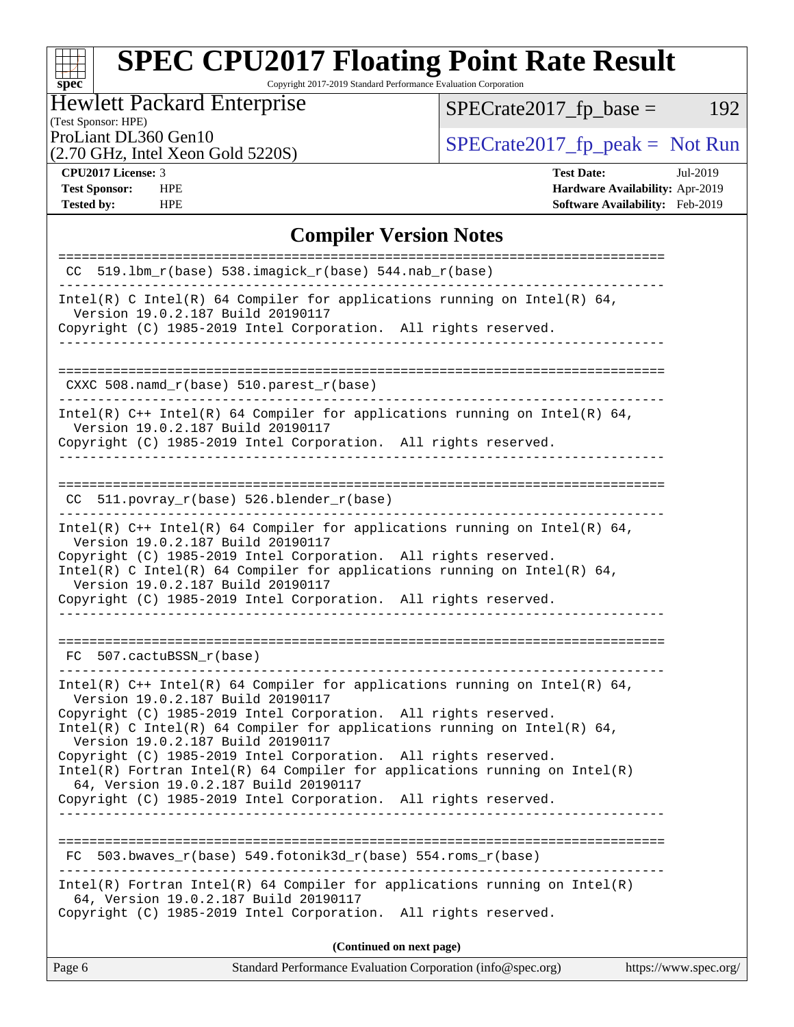## Compiler Version Notes

```
==============================================================================
 CC  519.lbm_r(base) 538.imagick_r(base) 544.nab_r(base)
------------------------------------------------------------------------------
Intel(R) C Intel(R) 64 Compiler for applications running on Intel(R) 64,
  Version 19.0.2.187 Build 20190117
Copyright (C) 1985-2019 Intel Corporation.  All rights reserved.
------------------------------------------------------------------------------

==============================================================================
 CXXC 508.namd_r(base) 510.parest_r(base)
------------------------------------------------------------------------------
Intel(R) C++ Intel(R) 64 Compiler for applications running on Intel(R) 64,
  Version 19.0.2.187 Build 20190117
Copyright (C) 1985-2019 Intel Corporation.  All rights reserved.
------------------------------------------------------------------------------

==============================================================================
 CC  511.povray_r(base) 526.blender_r(base)
------------------------------------------------------------------------------
Intel(R) C++ Intel(R) 64 Compiler for applications running on Intel(R) 64,
  Version 19.0.2.187 Build 20190117
Copyright (C) 1985-2019 Intel Corporation.  All rights reserved.
Intel(R) C Intel(R) 64 Compiler for applications running on Intel(R) 64,
  Version 19.0.2.187 Build 20190117
Copyright (C) 1985-2019 Intel Corporation.  All rights reserved.
------------------------------------------------------------------------------

==============================================================================
 FC  507.cactuBSSN_r(base)
------------------------------------------------------------------------------
Intel(R) C++ Intel(R) 64 Compiler for applications running on Intel(R) 64,
  Version 19.0.2.187 Build 20190117
Copyright (C) 1985-2019 Intel Corporation.  All rights reserved.
Intel(R) C Intel(R) 64 Compiler for applications running on Intel(R) 64,
  Version 19.0.2.187 Build 20190117
Copyright (C) 1985-2019 Intel Corporation.  All rights reserved.
Intel(R) Fortran Intel(R) 64 Compiler for applications running on Intel(R)
  64, Version 19.0.2.187 Build 20190117
Copyright (C) 1985-2019 Intel Corporation.  All rights reserved.
------------------------------------------------------------------------------

==============================================================================
 FC  503.bwaves_r(base) 549.fotonik3d_r(base) 554.roms_r(base)
------------------------------------------------------------------------------
Intel(R) Fortran Intel(R) 64 Compiler for applications running on Intel(R)
  64, Version 19.0.2.187 Build 20190117
Copyright (C) 1985-2019 Intel Corporation.  All rights reserved.
```

**(Continued on next page)**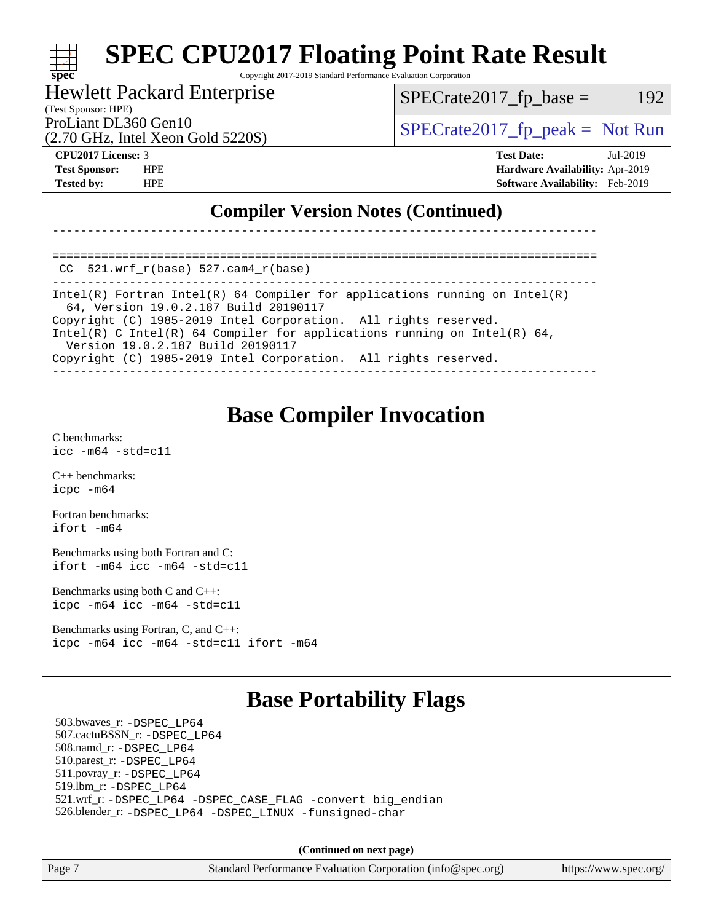# SPEC CPU2017 Floating Point Rate Result

Copyright 2017-2019 Standard Performance Evaluation Corporation

Hewlett Packard Enterprise
(Test Sponsor: HPE)
ProLiant DL360 Gen10
(2.70 GHz, Intel Xeon Gold 5220S)

SPECrate2017_fp_base = 192

SPECrate2017_fp_peak = Not Run

**CPU2017 License:** 3
**Test Sponsor:** HPE
**Tested by:** HPE

**Test Date:** Jul-2019
**Hardware Availability:** Apr-2019
**Software Availability:** Feb-2019

## Compiler Version Notes (Continued)

```
------------------------------------------------------------------------------

==============================================================================
 CC  521.wrf_r(base) 527.cam4_r(base)
------------------------------------------------------------------------------
Intel(R) Fortran Intel(R) 64 Compiler for applications running on Intel(R)
  64, Version 19.0.2.187 Build 20190117
Copyright (C) 1985-2019 Intel Corporation.  All rights reserved.
Intel(R) C Intel(R) 64 Compiler for applications running on Intel(R) 64,
  Version 19.0.2.187 Build 20190117
Copyright (C) 1985-2019 Intel Corporation.  All rights reserved.
------------------------------------------------------------------------------
```

## Base Compiler Invocation

C benchmarks:
`icc -m64 -std=c11`

C++ benchmarks:
`icpc -m64`

Fortran benchmarks:
`ifort -m64`

Benchmarks using both Fortran and C:
`ifort -m64 icc -m64 -std=c11`

Benchmarks using both C and C++:
`icpc -m64 icc -m64 -std=c11`

Benchmarks using Fortran, C, and C++:
`icpc -m64 icc -m64 -std=c11 ifort -m64`

## Base Portability Flags

503.bwaves_r: `-DSPEC_LP64`
507.cactuBSSN_r: `-DSPEC_LP64`
508.namd_r: `-DSPEC_LP64`
510.parest_r: `-DSPEC_LP64`
511.povray_r: `-DSPEC_LP64`
519.lbm_r: `-DSPEC_LP64`
521.wrf_r: `-DSPEC_LP64 -DSPEC_CASE_FLAG -convert big_endian`
526.blender_r: `-DSPEC_LP64 -DSPEC_LINUX -funsigned-char`

**(Continued on next page)**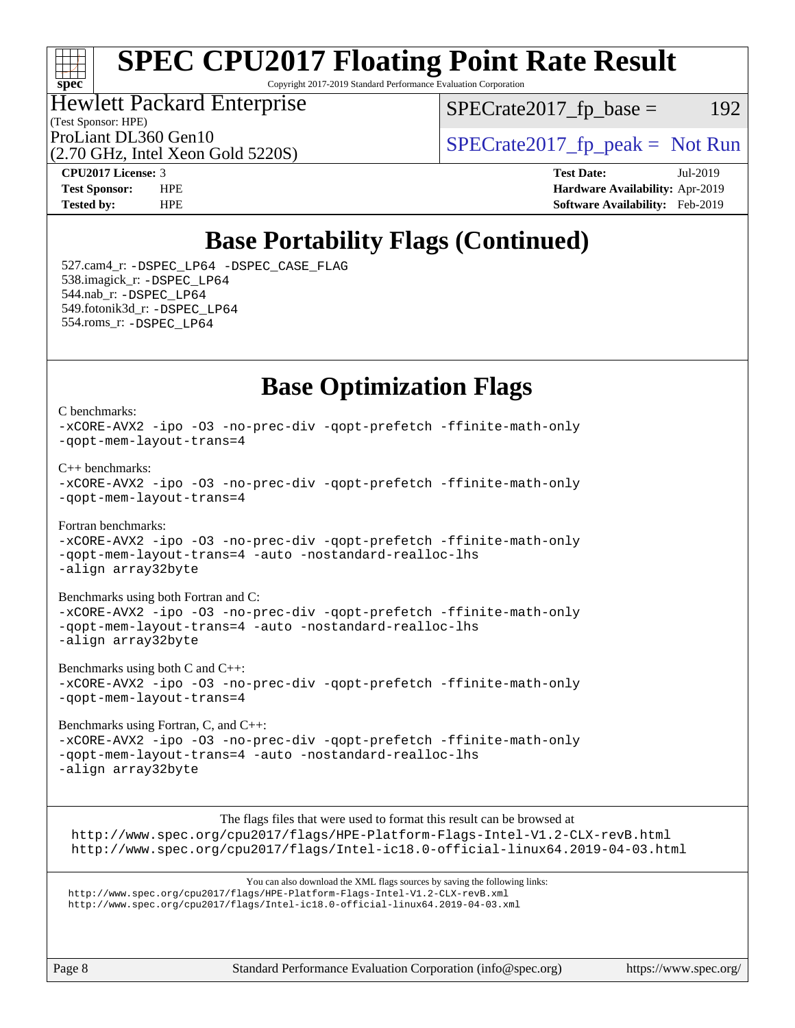# SPEC CPU2017 Floating Point Rate Result

Copyright 2017-2019 Standard Performance Evaluation Corporation

**Hewlett Packard Enterprise**
(Test Sponsor: HPE)
ProLiant DL360 Gen10
(2.70 GHz, Intel Xeon Gold 5220S)

SPECrate2017_fp_base = 192

SPECrate2017_fp_peak = Not Run

**CPU2017 License:** 3
**Test Sponsor:** HPE
**Tested by:** HPE

**Test Date:** Jul-2019
**Hardware Availability:** Apr-2019
**Software Availability:** Feb-2019

## Base Portability Flags (Continued)

527.cam4_r: -DSPEC_LP64 -DSPEC_CASE_FLAG
538.imagick_r: -DSPEC_LP64
544.nab_r: -DSPEC_LP64
549.fotonik3d_r: -DSPEC_LP64
554.roms_r: -DSPEC_LP64

## Base Optimization Flags

C benchmarks:
-xCORE-AVX2 -ipo -O3 -no-prec-div -qopt-prefetch -ffinite-math-only -qopt-mem-layout-trans=4

C++ benchmarks:
-xCORE-AVX2 -ipo -O3 -no-prec-div -qopt-prefetch -ffinite-math-only -qopt-mem-layout-trans=4

Fortran benchmarks:
-xCORE-AVX2 -ipo -O3 -no-prec-div -qopt-prefetch -ffinite-math-only -qopt-mem-layout-trans=4 -auto -nostandard-realloc-lhs -align array32byte

Benchmarks using both Fortran and C:
-xCORE-AVX2 -ipo -O3 -no-prec-div -qopt-prefetch -ffinite-math-only -qopt-mem-layout-trans=4 -auto -nostandard-realloc-lhs -align array32byte

Benchmarks using both C and C++:
-xCORE-AVX2 -ipo -O3 -no-prec-div -qopt-prefetch -ffinite-math-only -qopt-mem-layout-trans=4

Benchmarks using Fortran, C, and C++:
-xCORE-AVX2 -ipo -O3 -no-prec-div -qopt-prefetch -ffinite-math-only -qopt-mem-layout-trans=4 -auto -nostandard-realloc-lhs -align array32byte

The flags files that were used to format this result can be browsed at
http://www.spec.org/cpu2017/flags/HPE-Platform-Flags-Intel-V1.2-CLX-revB.html
http://www.spec.org/cpu2017/flags/Intel-ic18.0-official-linux64.2019-04-03.html

You can also download the XML flags sources by saving the following links:
http://www.spec.org/cpu2017/flags/HPE-Platform-Flags-Intel-V1.2-CLX-revB.xml
http://www.spec.org/cpu2017/flags/Intel-ic18.0-official-linux64.2019-04-03.xml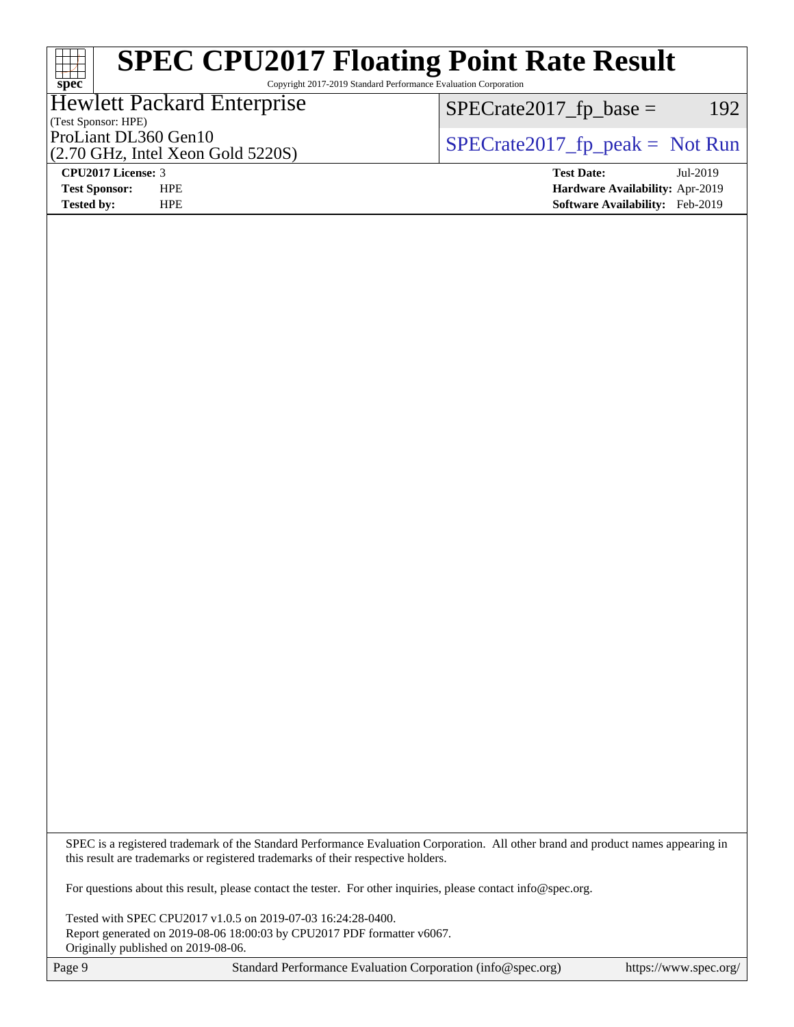SPEC is a registered trademark of the Standard Performance Evaluation Corporation. All other brand and product names appearing in this result are trademarks or registered trademarks of their respective holders.

For questions about this result, please contact the tester. For other inquiries, please contact info@spec.org.

Tested with SPEC CPU2017 v1.0.5 on 2019-07-03 16:24:28-0400.
Report generated on 2019-08-06 18:00:03 by CPU2017 PDF formatter v6067.
Originally published on 2019-08-06.